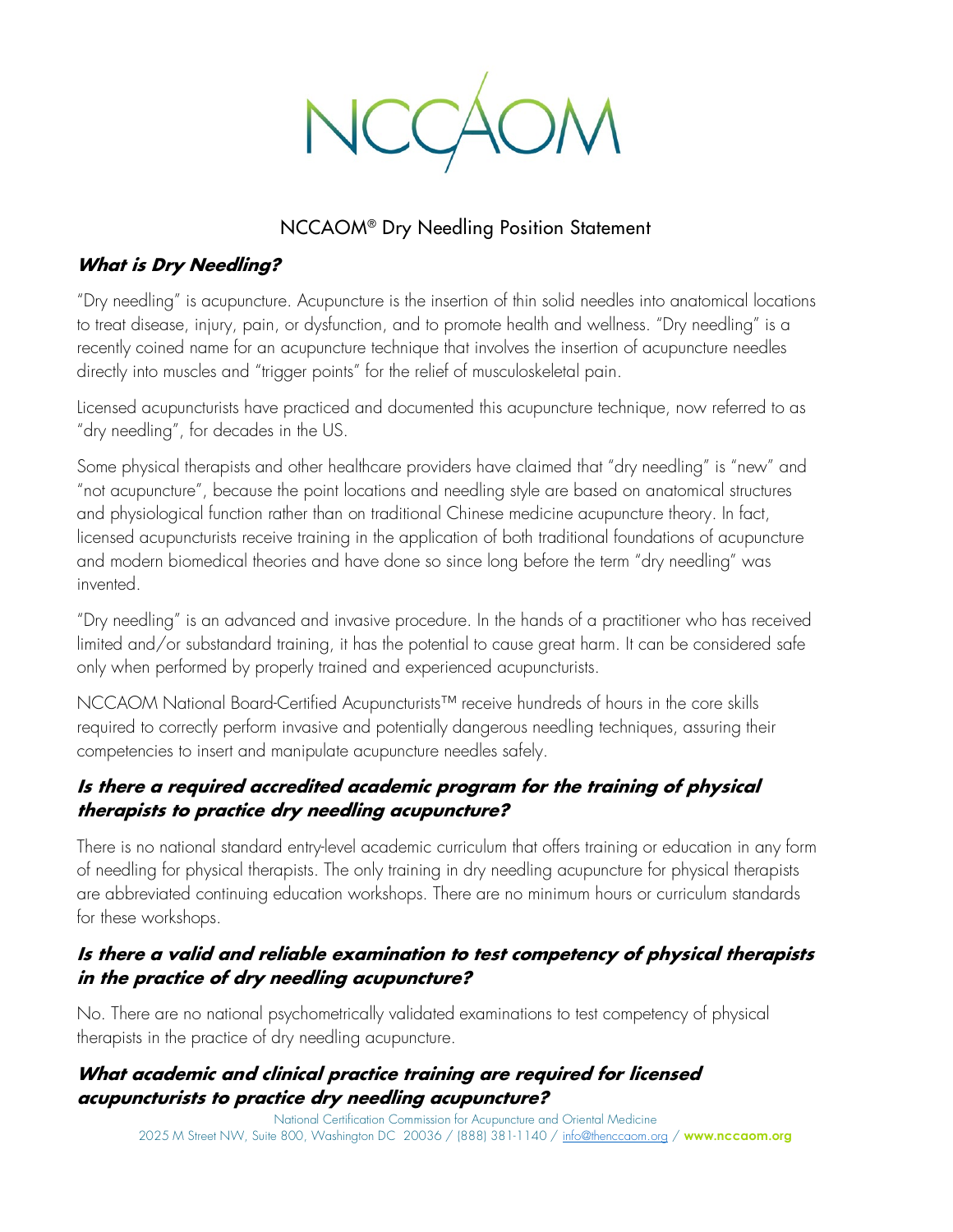# NCCAOM® Dry Needling Position Statement

## What is Dry Needling?

"Dry needling" is acupuncture. Acupuncture is the insertion of thin solid needles into anatomical locations to treat disease, injury, pain, or dysfunction, and to promote health and wellness. "Dry needling" is a recently coined name for an acupuncture technique that involves the insertion of acupuncture needles directly into muscles and "trigger points" for the relief of musculoskeletal pain.

Licensed acupuncturists have practiced and documented this acupuncture technique, now referred to as "dry needling", for decades in the US.

Some physical therapists and other healthcare providers have claimed that "dry needling" is "new" and "not acupuncture", because the point locations and needling style are based on anatomical structures and physiological function rather than on traditional Chinese medicine acupuncture theory. In fact, licensed acupuncturists receive training in the application of both traditional foundations of acupuncture and modern biomedical theories and have done so since long before the term "dry needling" was invented.

"Dry needling" is an advanced and invasive procedure. In the hands of a practitioner who has received limited and/or substandard training, it has the potential to cause great harm. It can be considered safe only when performed by properly trained and experienced acupuncturists.

NCCAOM National Board-Certified Acupuncturists™ receive hundreds of hours in the core skills required to correctly perform invasive and potentially dangerous needling techniques, assuring their competencies to insert and manipulate acupuncture needles safely.

## Is there a required accredited academic program for the training of physical therapists to practice dry needling acupuncture?

There is no national standard entry-level academic curriculum that offers training or education in any form of needling for physical therapists. The only training in dry needling acupuncture for physical therapists are abbreviated continuing education workshops. There are no minimum hours or curriculum standards for these workshops.

## Is there a valid and reliable examination to test competency of physical therapists in the practice of dry needling acupuncture?

No. There are no national psychometrically validated examinations to test competency of physical therapists in the practice of dry needling acupuncture.

## What academic and clinical practice training are required for licensed acupuncturists to practice dry needling acupuncture?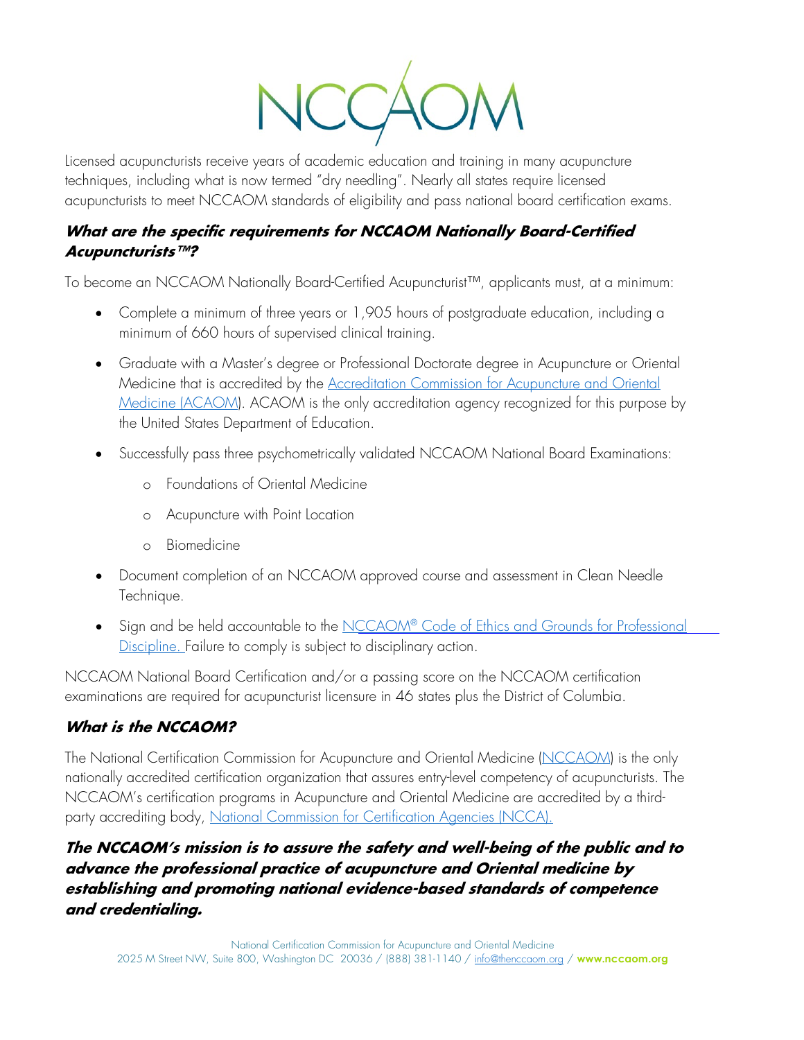Licensed acupuncturists receive years of academic education and training in many acupuncture techniques, including what is now termed "dry needling". Nearly all states require licensed acupuncturists to meet NCCAOM standards of eligibility and pass national board certification exams.

### ***What are the specific requirements for NCCAOM Nationally Board-Certified Acupuncturists™?***

To become an NCCAOM Nationally Board-Certified Acupuncturist™, applicants must, at a minimum:

- Complete a minimum of three years or 1,905 hours of postgraduate education, including a minimum of 660 hours of supervised clinical training.
- Graduate with a Master's degree or Professional Doctorate degree in Acupuncture or Oriental Medicine that is accredited by the [Accreditation Commission for Acupuncture and Oriental Medicine (ACAOM)](). ACAOM is the only accreditation agency recognized for this purpose by the United States Department of Education.
- Successfully pass three psychometrically validated NCCAOM National Board Examinations:
  - Foundations of Oriental Medicine
  - Acupuncture with Point Location
  - Biomedicine
- Document completion of an NCCAOM approved course and assessment in Clean Needle Technique.
- Sign and be held accountable to the [NCCAOM® Code of Ethics and Grounds for Professional Discipline.]() Failure to comply is subject to disciplinary action.

NCCAOM National Board Certification and/or a passing score on the NCCAOM certification examinations are required for acupuncturist licensure in 46 states plus the District of Columbia.

### ***What is the NCCAOM?***

The National Certification Commission for Acupuncture and Oriental Medicine ([NCCAOM]()) is the only nationally accredited certification organization that assures entry-level competency of acupuncturists. The NCCAOM's certification programs in Acupuncture and Oriental Medicine are accredited by a third-party accrediting body, [National Commission for Certification Agencies (NCCA).]()

***The NCCAOM's mission is to assure the safety and well-being of the public and to advance the professional practice of acupuncture and Oriental medicine by establishing and promoting national evidence-based standards of competence and credentialing.***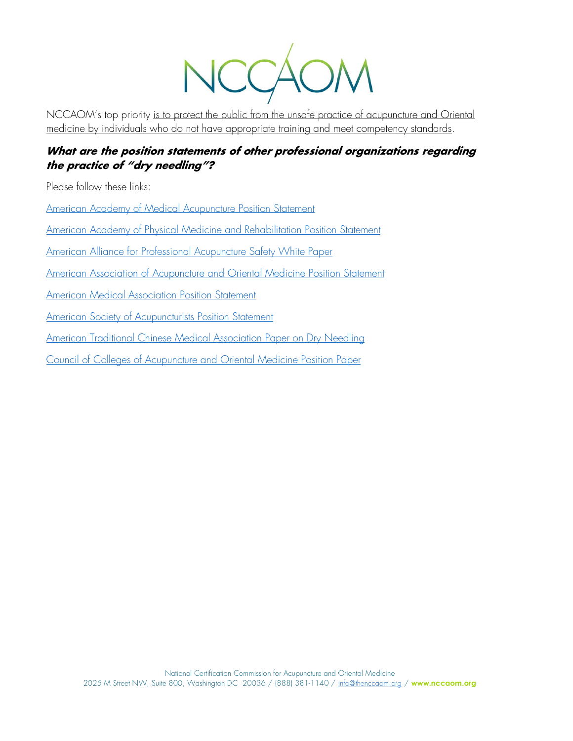NCCAOM

NCCAOM's top priority is to protect the public from the unsafe practice of acupuncture and Oriental medicine by individuals who do not have appropriate training and meet competency standards.

### *What are the position statements of other professional organizations regarding the practice of "dry needling"?*

Please follow these links:

American Academy of Medical Acupuncture Position Statement

American Academy of Physical Medicine and Rehabilitation Position Statement

American Alliance for Professional Acupuncture Safety White Paper

American Association of Acupuncture and Oriental Medicine Position Statement

American Medical Association Position Statement

American Society of Acupuncturists Position Statement

American Traditional Chinese Medical Association Paper on Dry Needling

Council of Colleges of Acupuncture and Oriental Medicine Position Paper

National Certification Commission for Acupuncture and Oriental Medicine
2025 M Street NW, Suite 800, Washington DC 20036 / (888) 381-1140 / info@thenccaom.org / **www.nccaom.org**